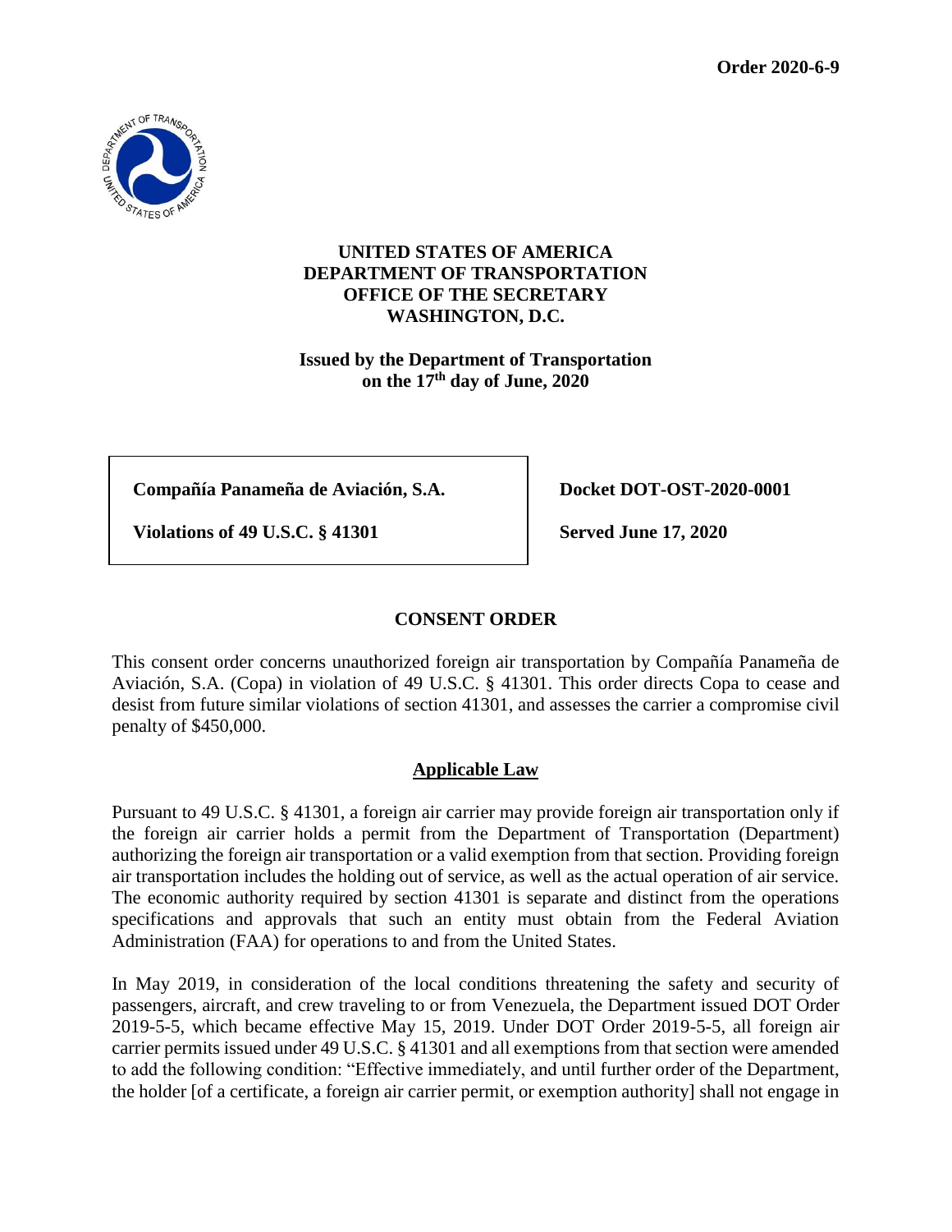**Order 2020-6-9**

**UNITED STATES OF AMERICA**
**DEPARTMENT OF TRANSPORTATION**
**OFFICE OF THE SECRETARY**
**WASHINGTON, D.C.**

**Issued by the Department of Transportation on the 17th day of June, 2020**

| **Compañía Panameña de Aviación, S.A.** **Violations of 49 U.S.C. § 41301** | **Docket DOT-OST-2020-0001** **Served June 17, 2020** |
| --- | --- |

## CONSENT ORDER

This consent order concerns unauthorized foreign air transportation by Compañía Panameña de Aviación, S.A. (Copa) in violation of 49 U.S.C. § 41301. This order directs Copa to cease and desist from future similar violations of section 41301, and assesses the carrier a compromise civil penalty of $450,000.

### Applicable Law

Pursuant to 49 U.S.C. § 41301, a foreign air carrier may provide foreign air transportation only if the foreign air carrier holds a permit from the Department of Transportation (Department) authorizing the foreign air transportation or a valid exemption from that section. Providing foreign air transportation includes the holding out of service, as well as the actual operation of air service. The economic authority required by section 41301 is separate and distinct from the operations specifications and approvals that such an entity must obtain from the Federal Aviation Administration (FAA) for operations to and from the United States.

In May 2019, in consideration of the local conditions threatening the safety and security of passengers, aircraft, and crew traveling to or from Venezuela, the Department issued DOT Order 2019-5-5, which became effective May 15, 2019. Under DOT Order 2019-5-5, all foreign air carrier permits issued under 49 U.S.C. § 41301 and all exemptions from that section were amended to add the following condition: "Effective immediately, and until further order of the Department, the holder [of a certificate, a foreign air carrier permit, or exemption authority] shall not engage in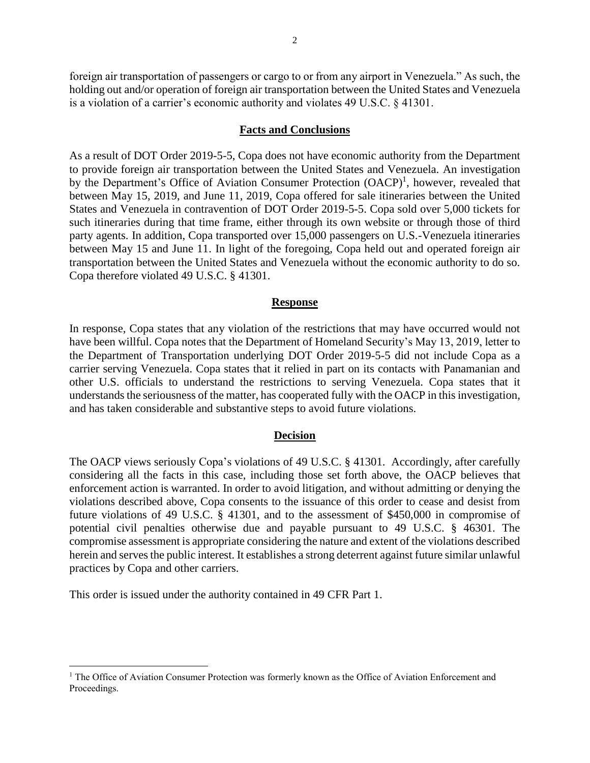foreign air transportation of passengers or cargo to or from any airport in Venezuela." As such, the holding out and/or operation of foreign air transportation between the United States and Venezuela is a violation of a carrier's economic authority and violates 49 U.S.C. § 41301.

## Facts and Conclusions

As a result of DOT Order 2019-5-5, Copa does not have economic authority from the Department to provide foreign air transportation between the United States and Venezuela. An investigation by the Department's Office of Aviation Consumer Protection (OACP)[1], however, revealed that between May 15, 2019, and June 11, 2019, Copa offered for sale itineraries between the United States and Venezuela in contravention of DOT Order 2019-5-5. Copa sold over 5,000 tickets for such itineraries during that time frame, either through its own website or through those of third party agents. In addition, Copa transported over 15,000 passengers on U.S.-Venezuela itineraries between May 15 and June 11. In light of the foregoing, Copa held out and operated foreign air transportation between the United States and Venezuela without the economic authority to do so. Copa therefore violated 49 U.S.C. § 41301.

## Response

In response, Copa states that any violation of the restrictions that may have occurred would not have been willful. Copa notes that the Department of Homeland Security's May 13, 2019, letter to the Department of Transportation underlying DOT Order 2019-5-5 did not include Copa as a carrier serving Venezuela. Copa states that it relied in part on its contacts with Panamanian and other U.S. officials to understand the restrictions to serving Venezuela. Copa states that it understands the seriousness of the matter, has cooperated fully with the OACP in this investigation, and has taken considerable and substantive steps to avoid future violations.

## Decision

The OACP views seriously Copa's violations of 49 U.S.C. § 41301. Accordingly, after carefully considering all the facts in this case, including those set forth above, the OACP believes that enforcement action is warranted. In order to avoid litigation, and without admitting or denying the violations described above, Copa consents to the issuance of this order to cease and desist from future violations of 49 U.S.C. § 41301, and to the assessment of $450,000 in compromise of potential civil penalties otherwise due and payable pursuant to 49 U.S.C. § 46301. The compromise assessment is appropriate considering the nature and extent of the violations described herein and serves the public interest. It establishes a strong deterrent against future similar unlawful practices by Copa and other carriers.

This order is issued under the authority contained in 49 CFR Part 1.

---

[1] The Office of Aviation Consumer Protection was formerly known as the Office of Aviation Enforcement and Proceedings.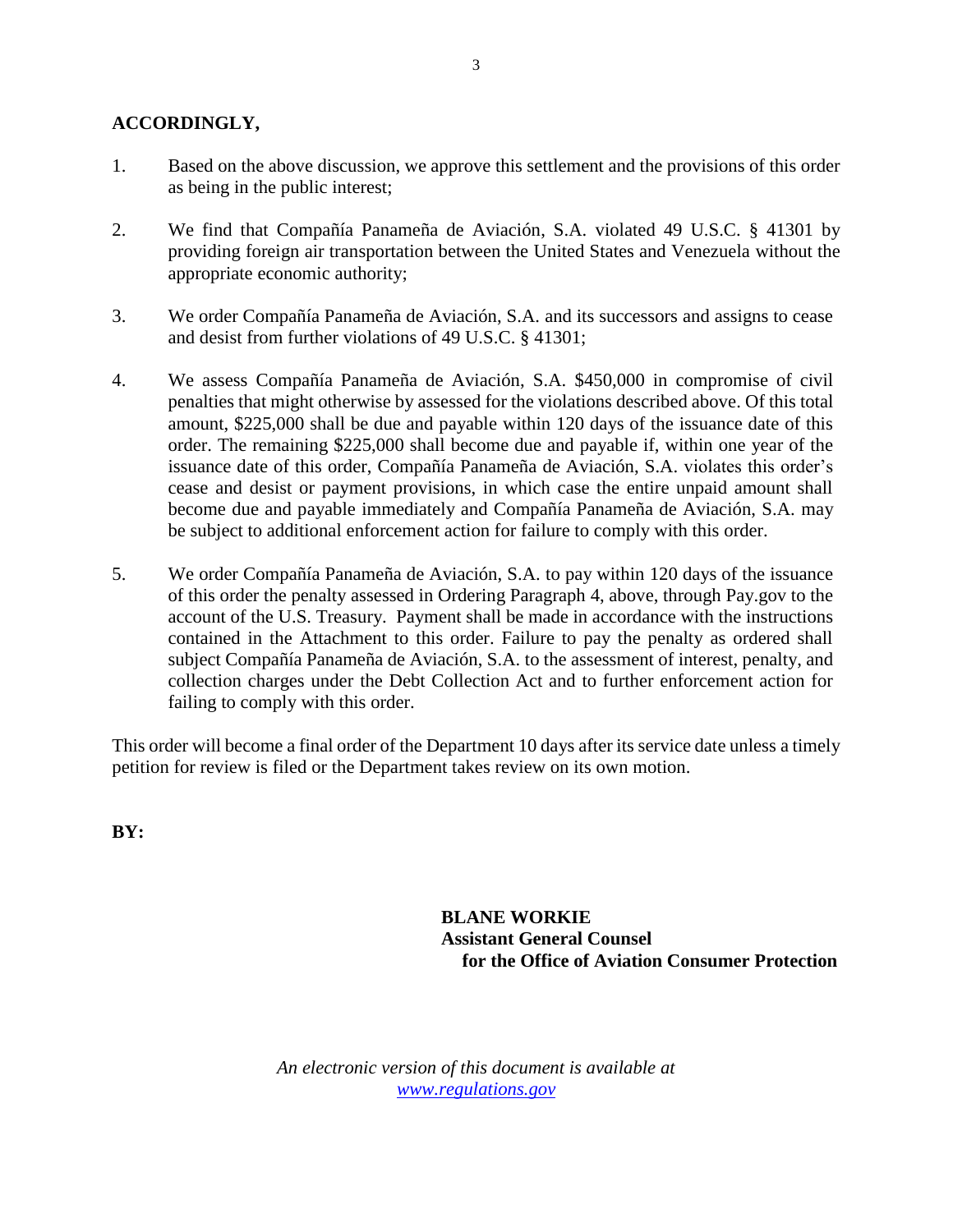**ACCORDINGLY,**

1. Based on the above discussion, we approve this settlement and the provisions of this order as being in the public interest;

2. We find that Compañía Panameña de Aviación, S.A. violated 49 U.S.C. § 41301 by providing foreign air transportation between the United States and Venezuela without the appropriate economic authority;

3. We order Compañía Panameña de Aviación, S.A. and its successors and assigns to cease and desist from further violations of 49 U.S.C. § 41301;

4. We assess Compañía Panameña de Aviación, S.A. $450,000 in compromise of civil penalties that might otherwise by assessed for the violations described above. Of this total amount, $225,000 shall be due and payable within 120 days of the issuance date of this order. The remaining $225,000 shall become due and payable if, within one year of the issuance date of this order, Compañía Panameña de Aviación, S.A. violates this order's cease and desist or payment provisions, in which case the entire unpaid amount shall become due and payable immediately and Compañía Panameña de Aviación, S.A. may be subject to additional enforcement action for failure to comply with this order.

5. We order Compañía Panameña de Aviación, S.A. to pay within 120 days of the issuance of this order the penalty assessed in Ordering Paragraph 4, above, through Pay.gov to the account of the U.S. Treasury. Payment shall be made in accordance with the instructions contained in the Attachment to this order. Failure to pay the penalty as ordered shall subject Compañía Panameña de Aviación, S.A. to the assessment of interest, penalty, and collection charges under the Debt Collection Act and to further enforcement action for failing to comply with this order.

This order will become a final order of the Department 10 days after its service date unless a timely petition for review is filed or the Department takes review on its own motion.

**BY:**

**BLANE WORKIE**
**Assistant General Counsel**
**for the Office of Aviation Consumer Protection**

*An electronic version of this document is available at [www.regulations.gov](www.regulations.gov)*